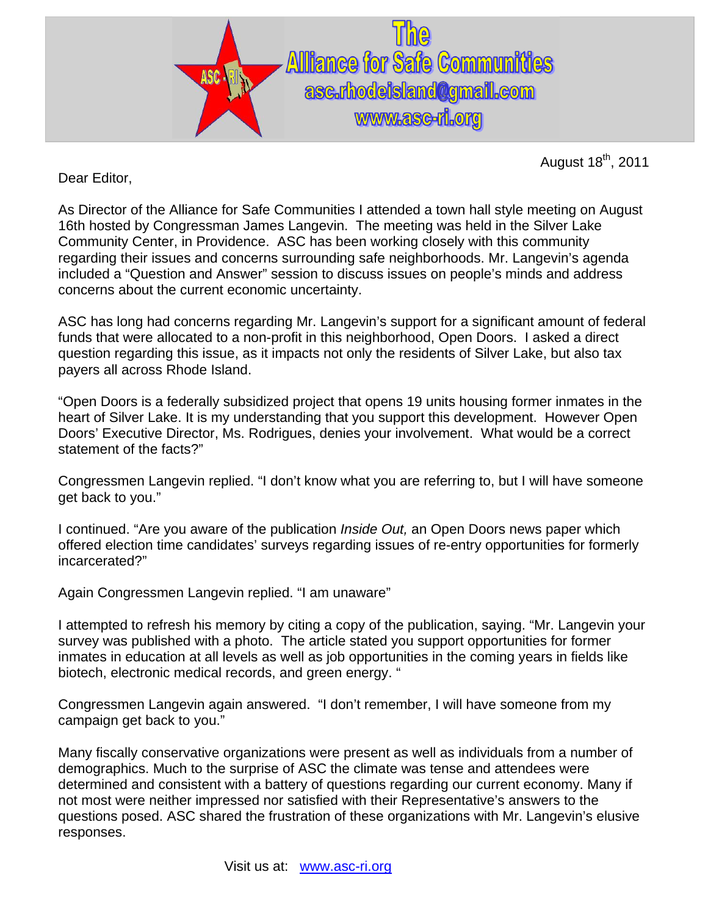# The Alliance for Safe Communities

asc.rhodeisland@gmail.com

www.asc-ri.org

August 18th, 2011

Dear Editor,

As Director of the Alliance for Safe Communities I attended a town hall style meeting on August 16th hosted by Congressman James Langevin. The meeting was held in the Silver Lake Community Center, in Providence. ASC has been working closely with this community regarding their issues and concerns surrounding safe neighborhoods. Mr. Langevin's agenda included a "Question and Answer" session to discuss issues on people's minds and address concerns about the current economic uncertainty.

ASC has long had concerns regarding Mr. Langevin's support for a significant amount of federal funds that were allocated to a non-profit in this neighborhood, Open Doors. I asked a direct question regarding this issue, as it impacts not only the residents of Silver Lake, but also tax payers all across Rhode Island.

"Open Doors is a federally subsidized project that opens 19 units housing former inmates in the heart of Silver Lake. It is my understanding that you support this development. However Open Doors' Executive Director, Ms. Rodrigues, denies your involvement. What would be a correct statement of the facts?"

Congressmen Langevin replied. "I don't know what you are referring to, but I will have someone get back to you."

I continued. "Are you aware of the publication *Inside Out,* an Open Doors news paper which offered election time candidates' surveys regarding issues of re-entry opportunities for formerly incarcerated?"

Again Congressmen Langevin replied. "I am unaware"

I attempted to refresh his memory by citing a copy of the publication, saying. "Mr. Langevin your survey was published with a photo. The article stated you support opportunities for former inmates in education at all levels as well as job opportunities in the coming years in fields like biotech, electronic medical records, and green energy. "

Congressmen Langevin again answered. "I don't remember, I will have someone from my campaign get back to you."

Many fiscally conservative organizations were present as well as individuals from a number of demographics. Much to the surprise of ASC the climate was tense and attendees were determined and consistent with a battery of questions regarding our current economy. Many if not most were neither impressed nor satisfied with their Representative's answers to the questions posed. ASC shared the frustration of these organizations with Mr. Langevin's elusive responses.

Visit us at: www.asc-ri.org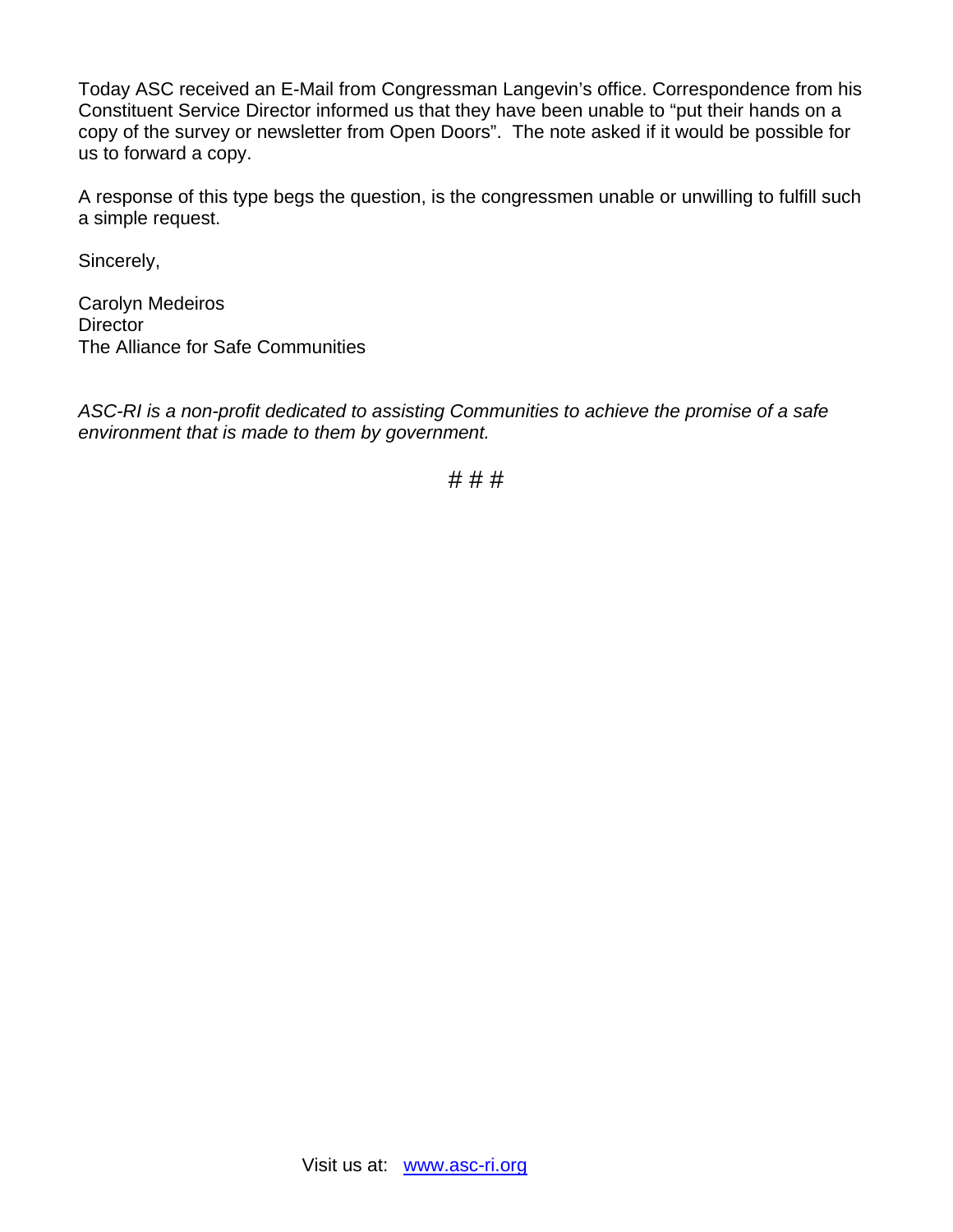Today ASC received an E-Mail from Congressman Langevin's office. Correspondence from his Constituent Service Director informed us that they have been unable to "put their hands on a copy of the survey or newsletter from Open Doors". The note asked if it would be possible for us to forward a copy.

A response of this type begs the question, is the congressmen unable or unwilling to fulfill such a simple request.

Sincerely,

Carolyn Medeiros
Director
The Alliance for Safe Communities

*ASC-RI is a non-profit dedicated to assisting Communities to achieve the promise of a safe environment that is made to them by government.*

# # #

Visit us at: [www.asc-ri.org](http://www.asc-ri.org)